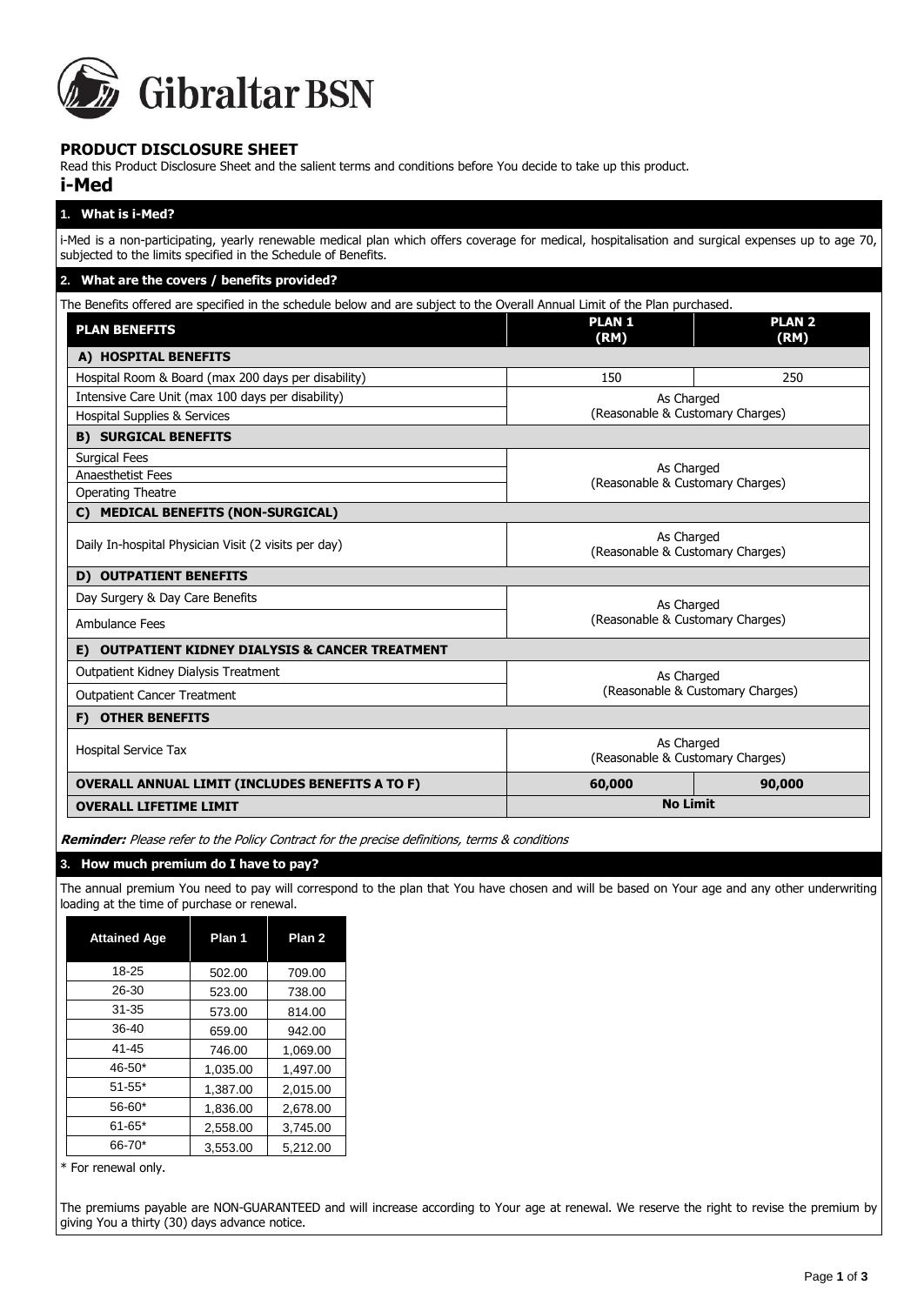Gibraltar BSN

## PRODUCT DISCLOSURE SHEET

Read this Product Disclosure Sheet and the salient terms and conditions before You decide to take up this product.

# i-Med

### 1. What is i-Med?

i-Med is a non-participating, yearly renewable medical plan which offers coverage for medical, hospitalisation and surgical expenses up to age 70, subjected to the limits specified in the Schedule of Benefits.

### 2. What are the covers / benefits provided?

The Benefits offered are specified in the schedule below and are subject to the Overall Annual Limit of the Plan purchased.

| PLAN BENEFITS | PLAN 1 (RM) | PLAN 2 (RM) |
|---|---|---|
| **A) HOSPITAL BENEFITS** | | |
| Hospital Room & Board (max 200 days per disability) | 150 | 250 |
| Intensive Care Unit (max 100 days per disability) | As Charged (Reasonable & Customary Charges) | |
| Hospital Supplies & Services | | |
| **B) SURGICAL BENEFITS** | | |
| Surgical Fees | As Charged (Reasonable & Customary Charges) | |
| Anaesthetist Fees | | |
| Operating Theatre | | |
| **C) MEDICAL BENEFITS (NON-SURGICAL)** | | |
| Daily In-hospital Physician Visit (2 visits per day) | As Charged (Reasonable & Customary Charges) | |
| **D) OUTPATIENT BENEFITS** | | |
| Day Surgery & Day Care Benefits | As Charged (Reasonable & Customary Charges) | |
| Ambulance Fees | | |
| **E) OUTPATIENT KIDNEY DIALYSIS & CANCER TREATMENT** | | |
| Outpatient Kidney Dialysis Treatment | As Charged (Reasonable & Customary Charges) | |
| Outpatient Cancer Treatment | | |
| **F) OTHER BENEFITS** | | |
| Hospital Service Tax | As Charged (Reasonable & Customary Charges) | |
| **OVERALL ANNUAL LIMIT (INCLUDES BENEFITS A TO F)** | **60,000** | **90,000** |
| **OVERALL LIFETIME LIMIT** | **No Limit** | |

***Reminder:*** *Please refer to the Policy Contract for the precise definitions, terms & conditions*

### 3. How much premium do I have to pay?

The annual premium You need to pay will correspond to the plan that You have chosen and will be based on Your age and any other underwriting loading at the time of purchase or renewal.

| Attained Age | Plan 1 | Plan 2 |
|---|---|---|
| 18-25 | 502.00 | 709.00 |
| 26-30 | 523.00 | 738.00 |
| 31-35 | 573.00 | 814.00 |
| 36-40 | 659.00 | 942.00 |
| 41-45 | 746.00 | 1,069.00 |
| 46-50* | 1,035.00 | 1,497.00 |
| 51-55* | 1,387.00 | 2,015.00 |
| 56-60* | 1,836.00 | 2,678.00 |
| 61-65* | 2,558.00 | 3,745.00 |
| 66-70* | 3,553.00 | 5,212.00 |

\* For renewal only.

The premiums payable are NON-GUARANTEED and will increase according to Your age at renewal. We reserve the right to revise the premium by giving You a thirty (30) days advance notice.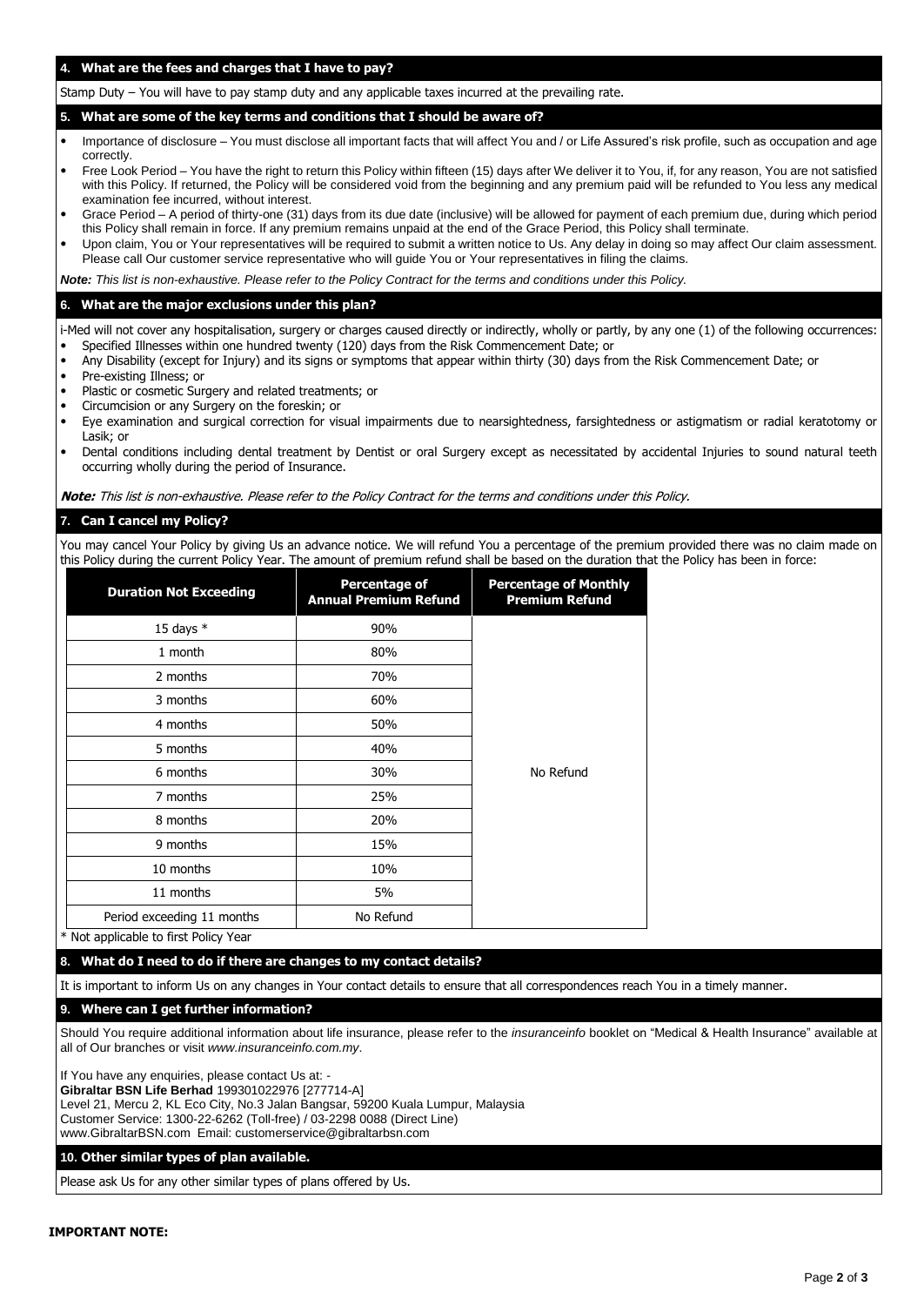## 4. What are the fees and charges that I have to pay?

Stamp Duty – You will have to pay stamp duty and any applicable taxes incurred at the prevailing rate.

## 5. What are some of the key terms and conditions that I should be aware of?

- Importance of disclosure – You must disclose all important facts that will affect You and / or Life Assured's risk profile, such as occupation and age correctly.
- Free Look Period – You have the right to return this Policy within fifteen (15) days after We deliver it to You, if, for any reason, You are not satisfied with this Policy. If returned, the Policy will be considered void from the beginning and any premium paid will be refunded to You less any medical examination fee incurred, without interest.
- Grace Period – A period of thirty-one (31) days from its due date (inclusive) will be allowed for payment of each premium due, during which period this Policy shall remain in force. If any premium remains unpaid at the end of the Grace Period, this Policy shall terminate.
- Upon claim, You or Your representatives will be required to submit a written notice to Us. Any delay in doing so may affect Our claim assessment. Please call Our customer service representative who will guide You or Your representatives in filing the claims.

***Note:*** *This list is non-exhaustive. Please refer to the Policy Contract for the terms and conditions under this Policy.*

## 6. What are the major exclusions under this plan?

i-Med will not cover any hospitalisation, surgery or charges caused directly or indirectly, wholly or partly, by any one (1) of the following occurrences:

- Specified Illnesses within one hundred twenty (120) days from the Risk Commencement Date; or
- Any Disability (except for Injury) and its signs or symptoms that appear within thirty (30) days from the Risk Commencement Date; or
- Pre-existing Illness; or
- Plastic or cosmetic Surgery and related treatments; or
- Circumcision or any Surgery on the foreskin; or
- Eye examination and surgical correction for visual impairments due to nearsightedness, farsightedness or astigmatism or radial keratotomy or Lasik; or
- Dental conditions including dental treatment by Dentist or oral Surgery except as necessitated by accidental Injuries to sound natural teeth occurring wholly during the period of Insurance.

***Note:*** *This list is non-exhaustive. Please refer to the Policy Contract for the terms and conditions under this Policy.*

## 7. Can I cancel my Policy?

You may cancel Your Policy by giving Us an advance notice. We will refund You a percentage of the premium provided there was no claim made on this Policy during the current Policy Year. The amount of premium refund shall be based on the duration that the Policy has been in force:

| Duration Not Exceeding | Percentage of Annual Premium Refund | Percentage of Monthly Premium Refund |
|---|---|---|
| 15 days * | 90% | No Refund |
| 1 month | 80% | |
| 2 months | 70% | |
| 3 months | 60% | |
| 4 months | 50% | |
| 5 months | 40% | |
| 6 months | 30% | |
| 7 months | 25% | |
| 8 months | 20% | |
| 9 months | 15% | |
| 10 months | 10% | |
| 11 months | 5% | |
| Period exceeding 11 months | No Refund | |

\* Not applicable to first Policy Year

## 8. What do I need to do if there are changes to my contact details?

It is important to inform Us on any changes in Your contact details to ensure that all correspondences reach You in a timely manner.

## 9. Where can I get further information?

Should You require additional information about life insurance, please refer to the *insuranceinfo* booklet on "Medical & Health Insurance" available at all of Our branches or visit *www.insuranceinfo.com.my*.

If You have any enquiries, please contact Us at: -
**Gibraltar BSN Life Berhad** 199301022976 [277714-A]
Level 21, Mercu 2, KL Eco City, No.3 Jalan Bangsar, 59200 Kuala Lumpur, Malaysia
Customer Service: 1300-22-6262 (Toll-free) / 03-2298 0088 (Direct Line)
www.GibraltarBSN.com Email: customerservice@gibraltarbsn.com

## 10. Other similar types of plan available.

Please ask Us for any other similar types of plans offered by Us.

**IMPORTANT NOTE:**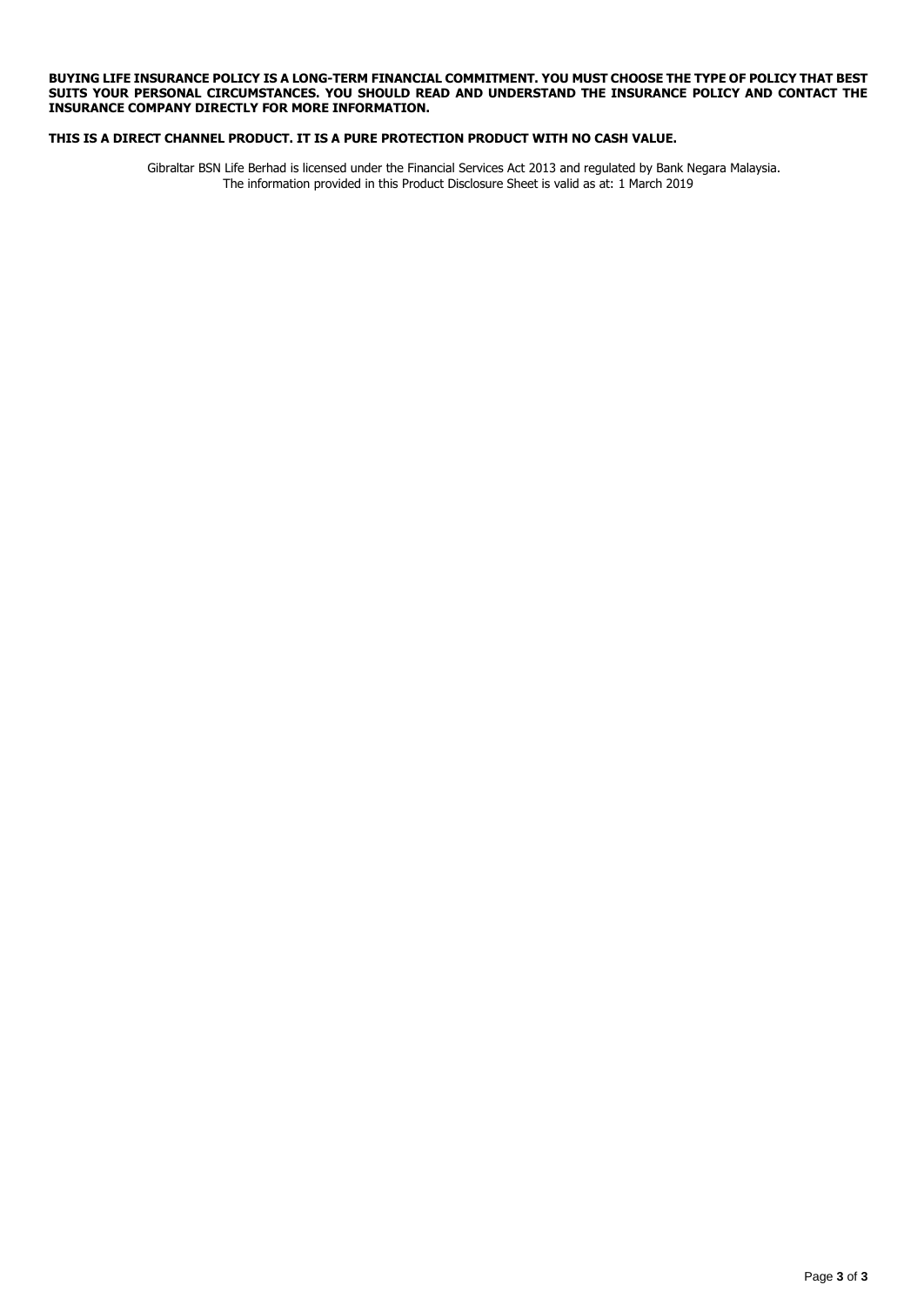**BUYING LIFE INSURANCE POLICY IS A LONG-TERM FINANCIAL COMMITMENT. YOU MUST CHOOSE THE TYPE OF POLICY THAT BEST SUITS YOUR PERSONAL CIRCUMSTANCES. YOU SHOULD READ AND UNDERSTAND THE INSURANCE POLICY AND CONTACT THE INSURANCE COMPANY DIRECTLY FOR MORE INFORMATION.**

**THIS IS A DIRECT CHANNEL PRODUCT. IT IS A PURE PROTECTION PRODUCT WITH NO CASH VALUE.**

Gibraltar BSN Life Berhad is licensed under the Financial Services Act 2013 and regulated by Bank Negara Malaysia.
The information provided in this Product Disclosure Sheet is valid as at: 1 March 2019